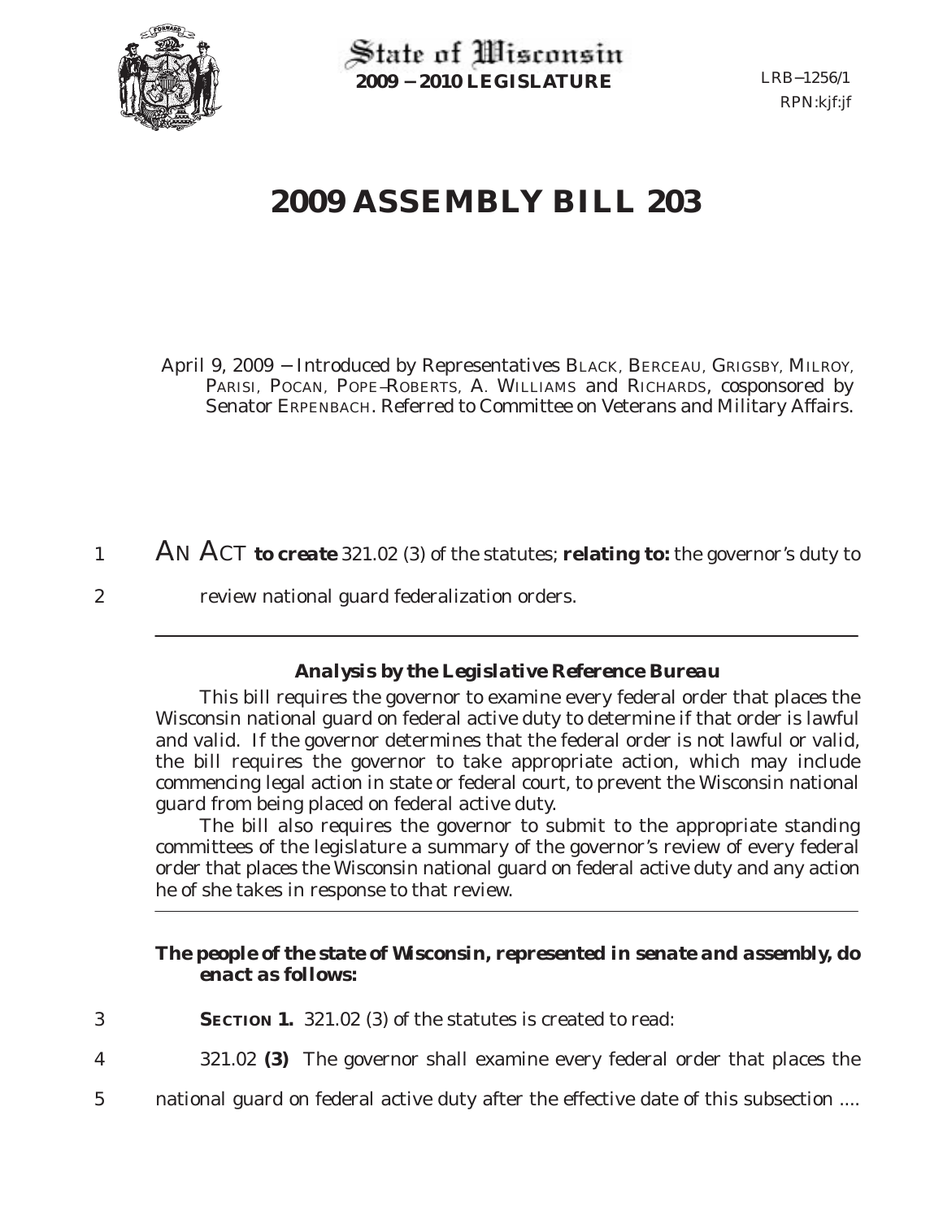State of Wisconsin
**2009 − 2010 LEGISLATURE**

LRB−1256/1
RPN:kjf:jf

# 2009 ASSEMBLY BILL 203

April 9, 2009 − Introduced by Representatives BLACK, BERCEAU, GRIGSBY, MILROY, PARISI, POCAN, POPE−ROBERTS, A. WILLIAMS and RICHARDS, cosponsored by Senator ERPENBACH. Referred to Committee on Veterans and Military Affairs.

1 AN ACT **to create** 321.02 (3) of the statutes; **relating to:** the governor's duty to
2 review national guard federalization orders.

### *Analysis by the Legislative Reference Bureau*

This bill requires the governor to examine every federal order that places the Wisconsin national guard on federal active duty to determine if that order is lawful and valid. If the governor determines that the federal order is not lawful or valid, the bill requires the governor to take appropriate action, which may include commencing legal action in state or federal court, to prevent the Wisconsin national guard from being placed on federal active duty.

The bill also requires the governor to submit to the appropriate standing committees of the legislature a summary of the governor's review of every federal order that places the Wisconsin national guard on federal active duty and any action he of she takes in response to that review.

***The people of the state of Wisconsin, represented in senate and assembly, do enact as follows:***

3 **SECTION 1.** 321.02 (3) of the statutes is created to read:

4 321.02 **(3)** The governor shall examine every federal order that places the
5 national guard on federal active duty after the effective date of this subsection ....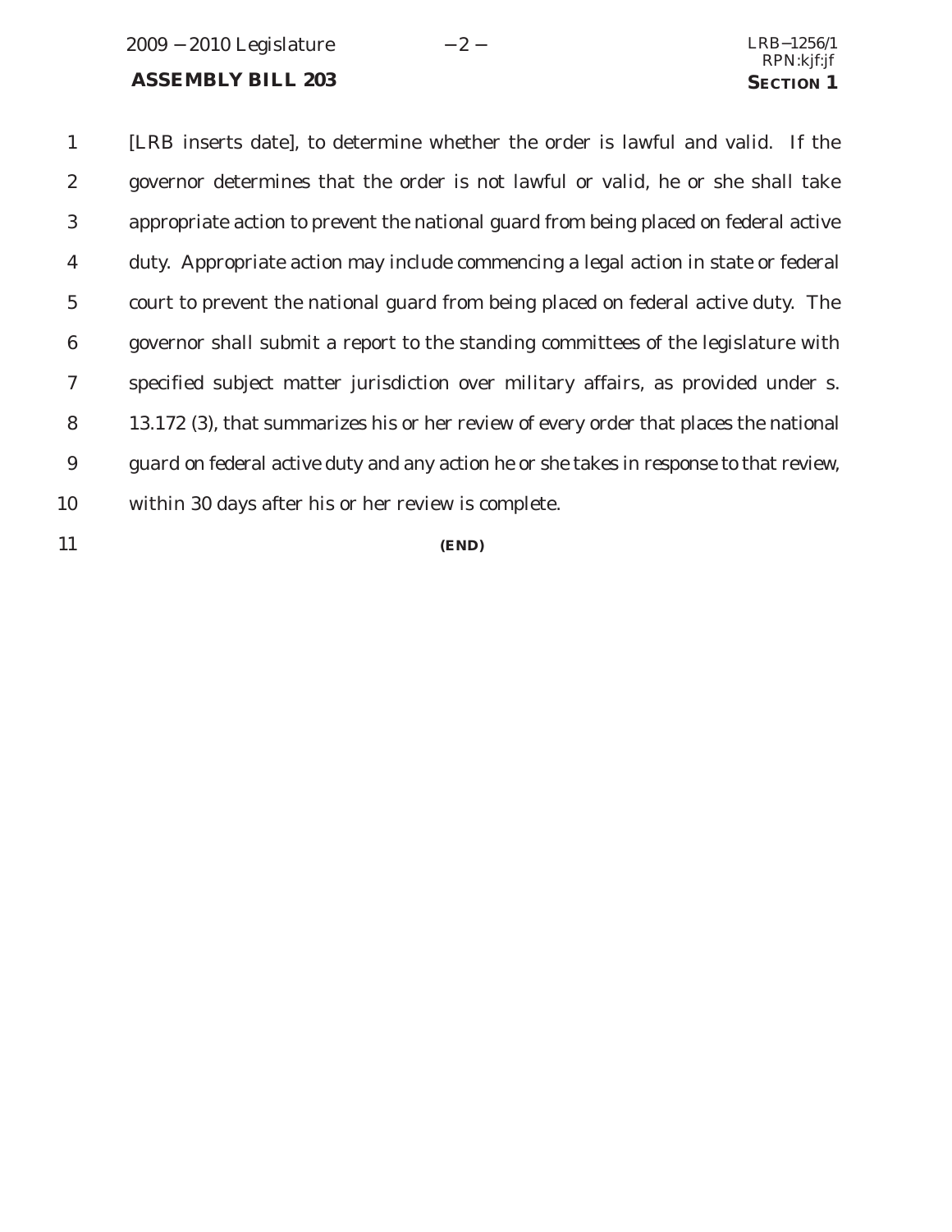[LRB inserts date], to determine whether the order is lawful and valid. If the governor determines that the order is not lawful or valid, he or she shall take appropriate action to prevent the national guard from being placed on federal active duty. Appropriate action may include commencing a legal action in state or federal court to prevent the national guard from being placed on federal active duty. The governor shall submit a report to the standing committees of the legislature with specified subject matter jurisdiction over military affairs, as provided under s. 13.172 (3), that summarizes his or her review of every order that places the national guard on federal active duty and any action he or she takes in response to that review, within 30 days after his or her review is complete.

**(END)**